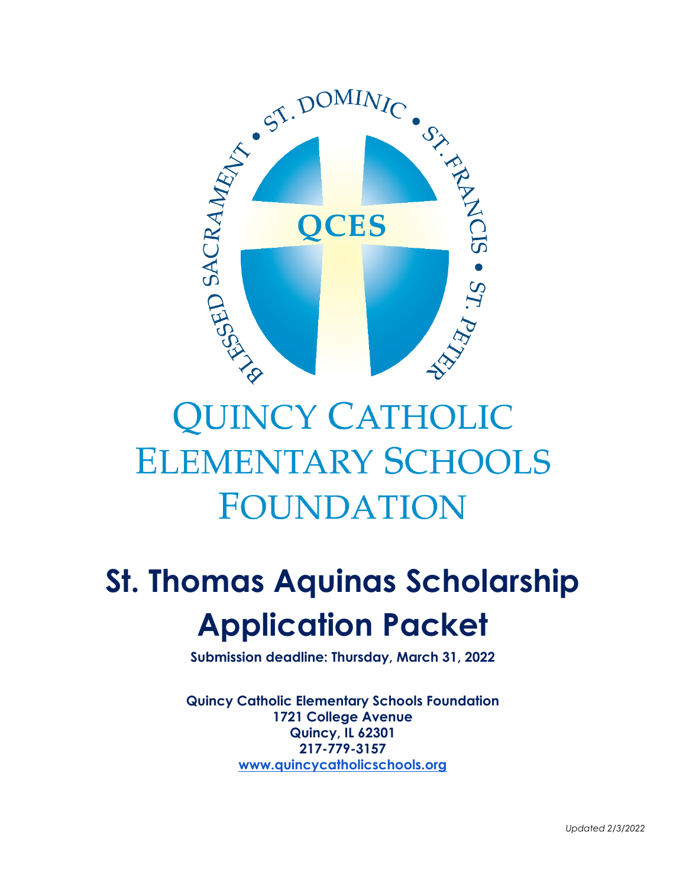ST. DOMINIC • ST. FRANCIS • ST. PETER • BLESSED SACRAMENT •

QCES

# Quincy Catholic Elementary Schools Foundation

# St. Thomas Aquinas Scholarship Application Packet

**Submission deadline: Thursday, March 31, 2022**

**Quincy Catholic Elementary Schools Foundation**
**1721 College Avenue**
**Quincy, IL 62301**
**217-779-3157**
**[www.quincycatholicschools.org](http://www.quincycatholicschools.org)**

*Updated 2/3/2022*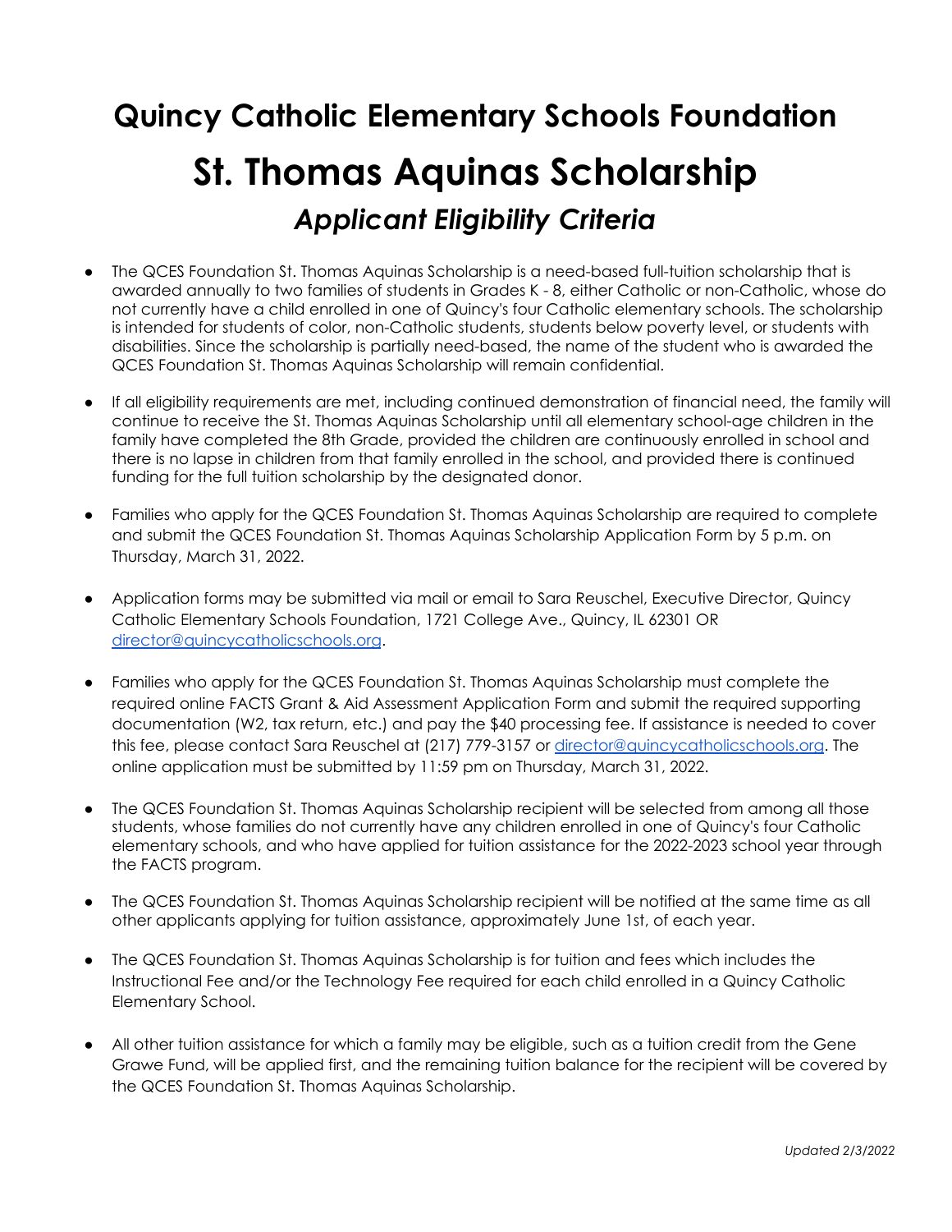# Quincy Catholic Elementary Schools Foundation

# St. Thomas Aquinas Scholarship

## *Applicant Eligibility Criteria*

- The QCES Foundation St. Thomas Aquinas Scholarship is a need-based full-tuition scholarship that is awarded annually to two families of students in Grades K - 8, either Catholic or non-Catholic, whose do not currently have a child enrolled in one of Quincy's four Catholic elementary schools. The scholarship is intended for students of color, non-Catholic students, students below poverty level, or students with disabilities. Since the scholarship is partially need-based, the name of the student who is awarded the QCES Foundation St. Thomas Aquinas Scholarship will remain confidential.

- If all eligibility requirements are met, including continued demonstration of financial need, the family will continue to receive the St. Thomas Aquinas Scholarship until all elementary school-age children in the family have completed the 8th Grade, provided the children are continuously enrolled in school and there is no lapse in children from that family enrolled in the school, and provided there is continued funding for the full tuition scholarship by the designated donor.

- Families who apply for the QCES Foundation St. Thomas Aquinas Scholarship are required to complete and submit the QCES Foundation St. Thomas Aquinas Scholarship Application Form by 5 p.m. on Thursday, March 31, 2022.

- Application forms may be submitted via mail or email to Sara Reuschel, Executive Director, Quincy Catholic Elementary Schools Foundation, 1721 College Ave., Quincy, IL 62301 OR director@quincycatholicschools.org.

- Families who apply for the QCES Foundation St. Thomas Aquinas Scholarship must complete the required online FACTS Grant & Aid Assessment Application Form and submit the required supporting documentation (W2, tax return, etc.) and pay the $40 processing fee. If assistance is needed to cover this fee, please contact Sara Reuschel at (217) 779-3157 or director@quincycatholicschools.org. The online application must be submitted by 11:59 pm on Thursday, March 31, 2022.

- The QCES Foundation St. Thomas Aquinas Scholarship recipient will be selected from among all those students, whose families do not currently have any children enrolled in one of Quincy's four Catholic elementary schools, and who have applied for tuition assistance for the 2022-2023 school year through the FACTS program.

- The QCES Foundation St. Thomas Aquinas Scholarship recipient will be notified at the same time as all other applicants applying for tuition assistance, approximately June 1st, of each year.

- The QCES Foundation St. Thomas Aquinas Scholarship is for tuition and fees which includes the Instructional Fee and/or the Technology Fee required for each child enrolled in a Quincy Catholic Elementary School.

- All other tuition assistance for which a family may be eligible, such as a tuition credit from the Gene Grawe Fund, will be applied first, and the remaining tuition balance for the recipient will be covered by the QCES Foundation St. Thomas Aquinas Scholarship.

*Updated 2/3/2022*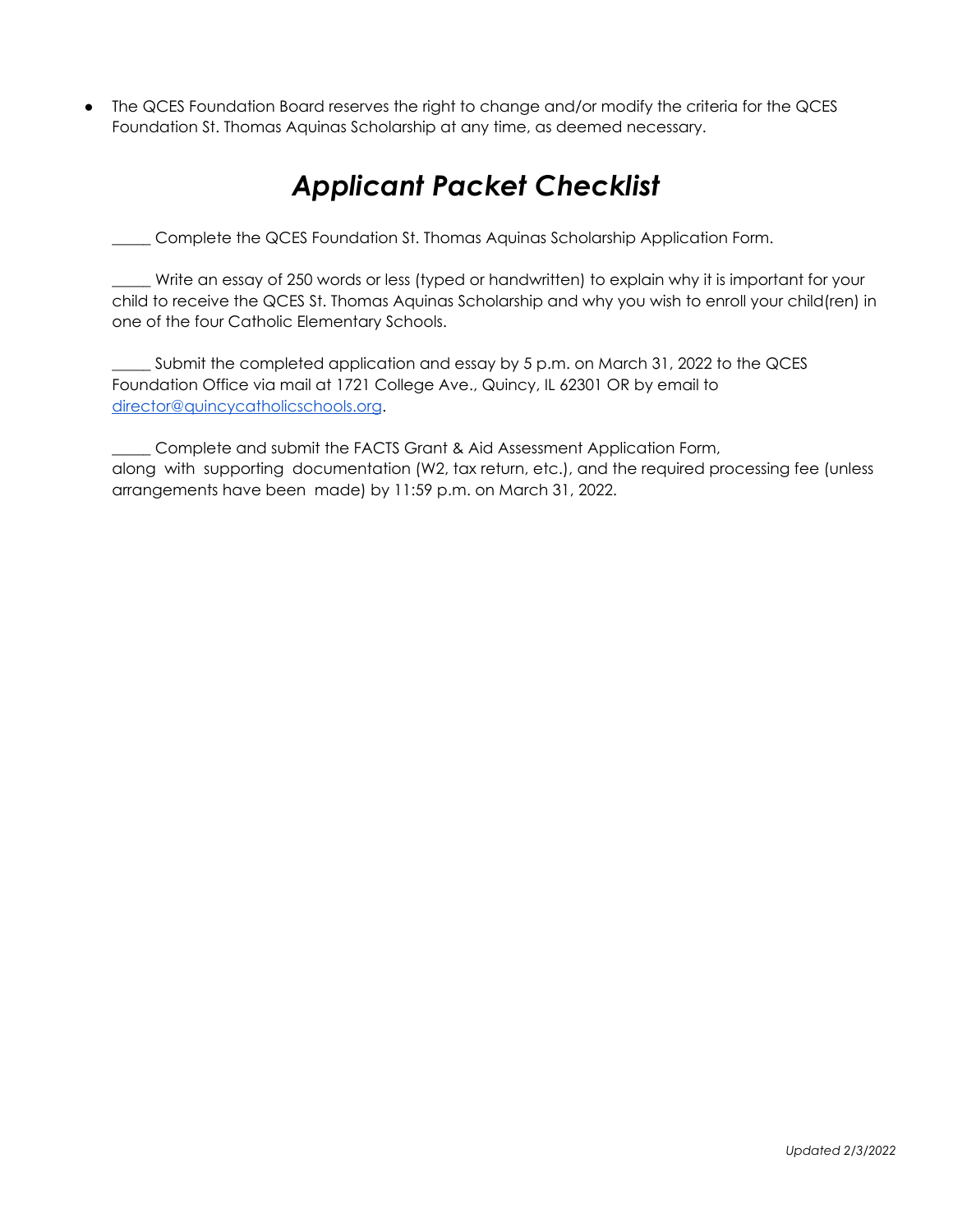- The QCES Foundation Board reserves the right to change and/or modify the criteria for the QCES Foundation St. Thomas Aquinas Scholarship at any time, as deemed necessary.

# *Applicant Packet Checklist*

_____ Complete the QCES Foundation St. Thomas Aquinas Scholarship Application Form.

_____ Write an essay of 250 words or less (typed or handwritten) to explain why it is important for your child to receive the QCES St. Thomas Aquinas Scholarship and why you wish to enroll your child(ren) in one of the four Catholic Elementary Schools.

_____ Submit the completed application and essay by 5 p.m. on March 31, 2022 to the QCES Foundation Office via mail at 1721 College Ave., Quincy, IL 62301 OR by email to director@quincycatholicschools.org.

_____ Complete and submit the FACTS Grant & Aid Assessment Application Form, along with supporting documentation (W2, tax return, etc.), and the required processing fee (unless arrangements have been made) by 11:59 p.m. on March 31, 2022.

*Updated 2/3/2022*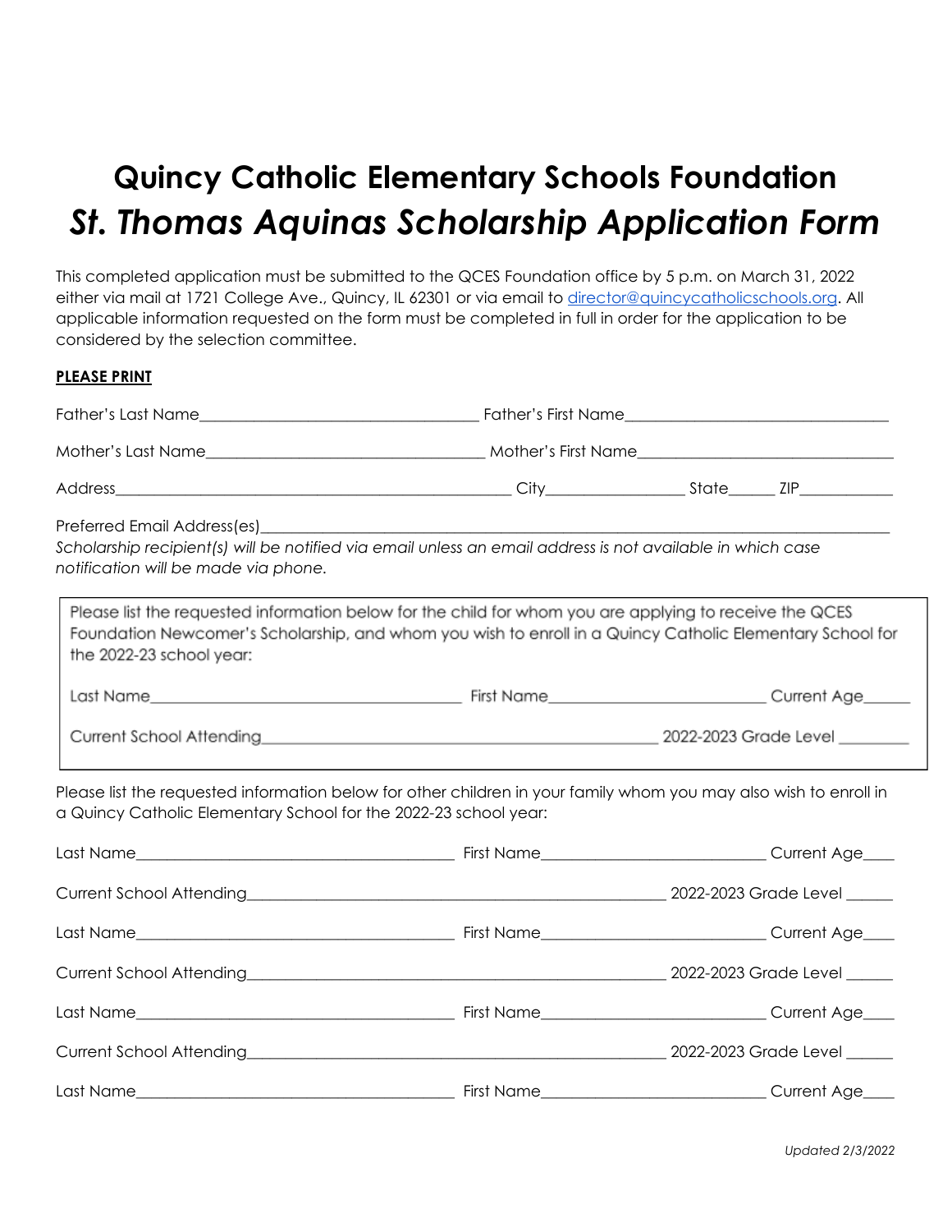# Quincy Catholic Elementary Schools Foundation

## *St. Thomas Aquinas Scholarship Application Form*

This completed application must be submitted to the QCES Foundation office by 5 p.m. on March 31, 2022 either via mail at 1721 College Ave., Quincy, IL 62301 or via email to director@quincycatholicschools.org. All applicable information requested on the form must be completed in full in order for the application to be considered by the selection committee.

**PLEASE PRINT**

Father's Last Name___________________________________ Father's First Name_________________________________

Mother's Last Name___________________________________ Mother's First Name_________________________________

Address__________________________________________________ City_________________ State______ ZIP____________

Preferred Email Address(es)_____________________________________________________________________________

*Scholarship recipient(s) will be notified via email unless an email address is not available in which case notification will be made via phone.*

Please list the requested information below for the child for whom you are applying to receive the QCES Foundation Newcomer's Scholarship, and whom you wish to enroll in a Quincy Catholic Elementary School for the 2022-23 school year:

Last Name_______________________________________ First Name___________________________ Current Age______

Current School Attending__________________________________________________ 2022-2023 Grade Level ________

Please list the requested information below for other children in your family whom you may also wish to enroll in a Quincy Catholic Elementary School for the 2022-23 school year:

Last Name________________________________________ First Name____________________________ Current Age____

Current School Attending_____________________________________________________ 2022-2023 Grade Level ______

Last Name________________________________________ First Name____________________________ Current Age____

Current School Attending_____________________________________________________ 2022-2023 Grade Level ______

Last Name________________________________________ First Name____________________________ Current Age____

Current School Attending_____________________________________________________ 2022-2023 Grade Level ______

Last Name________________________________________ First Name____________________________ Current Age____

*Updated 2/3/2022*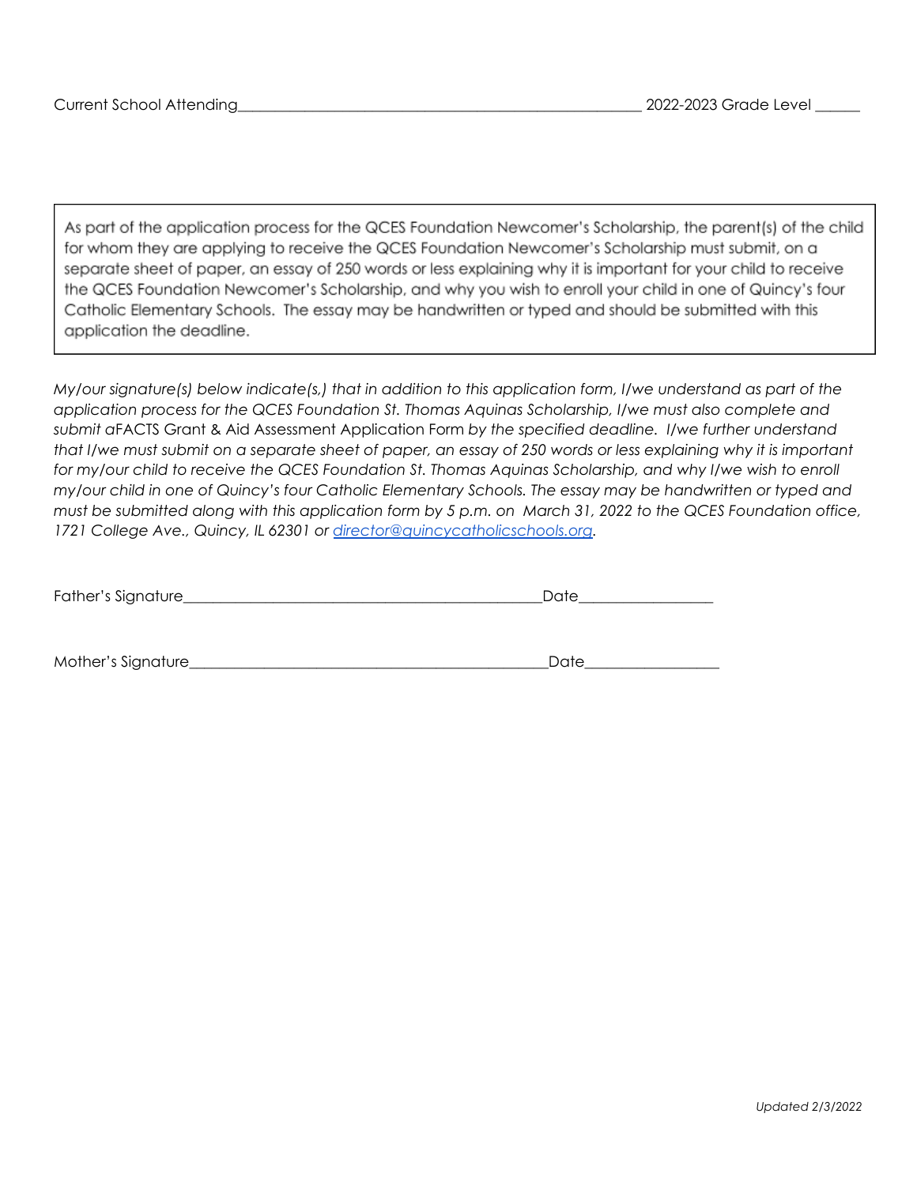Current School Attending_______________________________________________________ 2022-2023 Grade Level ______

As part of the application process for the QCES Foundation Newcomer's Scholarship, the parent(s) of the child for whom they are applying to receive the QCES Foundation Newcomer's Scholarship must submit, on a separate sheet of paper, an essay of 250 words or less explaining why it is important for your child to receive the QCES Foundation Newcomer's Scholarship, and why you wish to enroll your child in one of Quincy's four Catholic Elementary Schools. The essay may be handwritten or typed and should be submitted with this application the deadline.

*My/our signature(s) below indicate(s,) that in addition to this application form, I/we understand as part of the application process for the QCES Foundation St. Thomas Aquinas Scholarship, I/we must also complete and submit a*FACTS Grant & Aid Assessment Application Form *by the specified deadline. I/we further understand that I/we must submit on a separate sheet of paper, an essay of 250 words or less explaining why it is important for my/our child to receive the QCES Foundation St. Thomas Aquinas Scholarship, and why I/we wish to enroll my/our child in one of Quincy's four Catholic Elementary Schools. The essay may be handwritten or typed and must be submitted along with this application form by 5 p.m. on March 31, 2022 to the QCES Foundation office, 1721 College Ave., Quincy, IL 62301 or director@quincycatholicschools.org.*

Father's Signature_________________________________________________Date__________________

Mother's Signature_________________________________________________Date__________________

*Updated 2/3/2022*